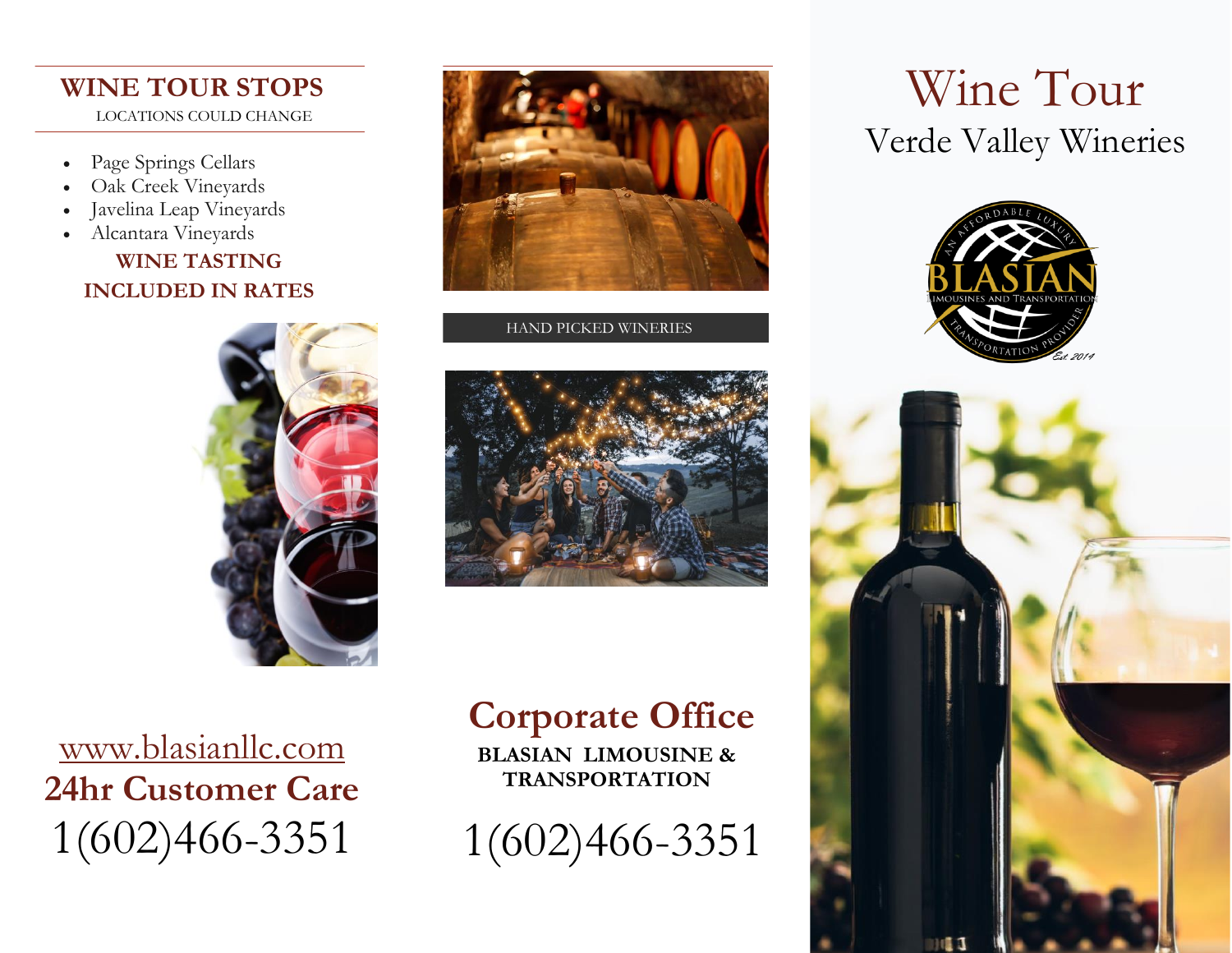## WINE TOUR STOPS

LOCATIONS COULD CHANGE

- Page Springs Cellars
- Oak Creek Vineyards
- Javelina Leap Vineyards
- Alcantara Vineyards

**WINE TASTING INCLUDED IN RATES**

www.blasianllc.com

**24hr Customer Care**

1(602)466-3351

HAND PICKED WINERIES

## Corporate Office

**BLASIAN LIMOUSINE & TRANSPORTATION**

1(602)466-3351

# Wine Tour

## Verde Valley Wineries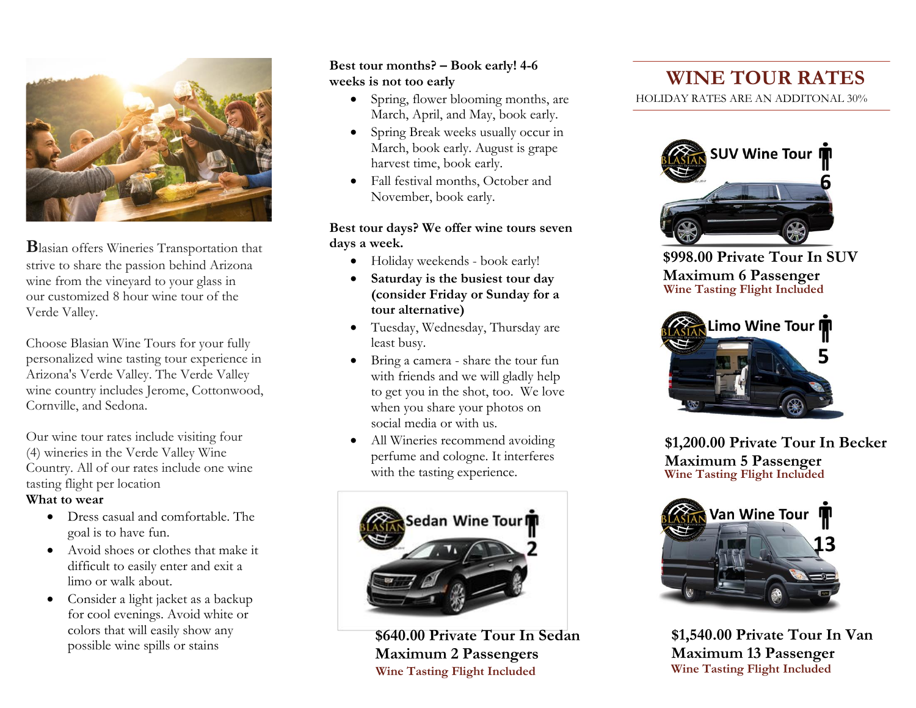**B**lasian offers Wineries Transportation that strive to share the passion behind Arizona wine from the vineyard to your glass in our customized 8 hour wine tour of the Verde Valley.

Choose Blasian Wine Tours for your fully personalized wine tasting tour experience in Arizona's Verde Valley. The Verde Valley wine country includes Jerome, Cottonwood, Cornville, and Sedona.

Our wine tour rates include visiting four (4) wineries in the Verde Valley Wine Country. All of our rates include one wine tasting flight per location

**What to wear**

- Dress casual and comfortable. The goal is to have fun.
- Avoid shoes or clothes that make it difficult to easily enter and exit a limo or walk about.
- Consider a light jacket as a backup for cool evenings. Avoid white or colors that will easily show any possible wine spills or stains

**Best tour months? – Book early! 4-6 weeks is not too early**

- Spring, flower blooming months, are March, April, and May, book early.
- Spring Break weeks usually occur in March, book early. August is grape harvest time, book early.
- Fall festival months, October and November, book early.

**Best tour days? We offer wine tours seven days a week.**

- Holiday weekends - book early!
- **Saturday is the busiest tour day (consider Friday or Sunday for a tour alternative)**
- Tuesday, Wednesday, Thursday are least busy.
- Bring a camera - share the tour fun with friends and we will gladly help to get you in the shot, too. We love when you share your photos on social media or with us.
- All Wineries recommend avoiding perfume and cologne. It interferes with the tasting experience.

Sedan Wine Tour 2

**$640.00 Private Tour In Sedan**
**Maximum 2 Passengers**
**Wine Tasting Flight Included**

# WINE TOUR RATES

HOLIDAY RATES ARE AN ADDITONAL 30%

SUV Wine Tour 6

**$998.00 Private Tour In SUV**
**Maximum 6 Passenger**
**Wine Tasting Flight Included**

Limo Wine Tour 5

**$1,200.00 Private Tour In Becker**
**Maximum 5 Passenger**
**Wine Tasting Flight Included**

Van Wine Tour 13

**$1,540.00 Private Tour In Van**
**Maximum 13 Passenger**
**Wine Tasting Flight Included**